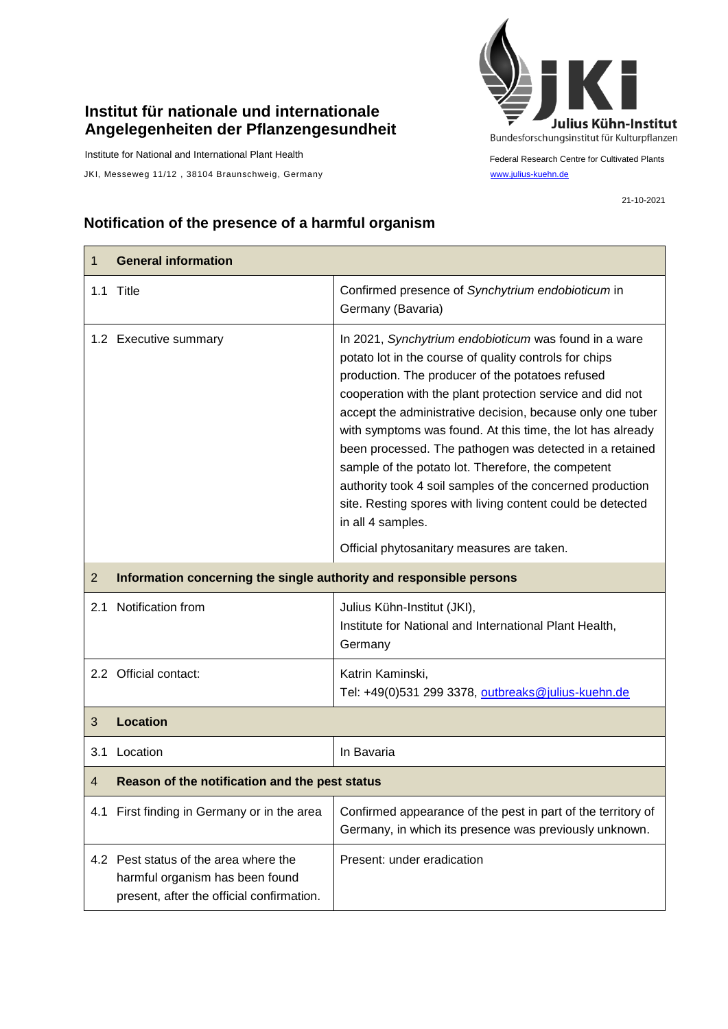**Institut für nationale und internationale Angelegenheiten der Pflanzengesundheit**

Institute for National and International Plant Health

JKI, Messeweg 11/12 , 38104 Braunschweig, Germany

Julius Kühn-Institut
Bundesforschungsinstitut für Kulturpflanzen

Federal Research Centre for Cultivated Plants
www.julius-kuehn.de

21-10-2021

## Notification of the presence of a harmful organism

| | |
|---|---|
| **1 General information** | |
| 1.1 Title | Confirmed presence of *Synchytrium endobioticum* in Germany (Bavaria) |
| 1.2 Executive summary | In 2021, *Synchytrium endobioticum* was found in a ware potato lot in the course of quality controls for chips production. The producer of the potatoes refused cooperation with the plant protection service and did not accept the administrative decision, because only one tuber with symptoms was found. At this time, the lot has already been processed. The pathogen was detected in a retained sample of the potato lot. Therefore, the competent authority took 4 soil samples of the concerned production site. Resting spores with living content could be detected in all 4 samples.<br><br>Official phytosanitary measures are taken. |
| **2 Information concerning the single authority and responsible persons** | |
| 2.1 Notification from | Julius Kühn-Institut (JKI),<br>Institute for National and International Plant Health, Germany |
| 2.2 Official contact: | Katrin Kaminski,<br>Tel: +49(0)531 299 3378, outbreaks@julius-kuehn.de |
| **3 Location** | |
| 3.1 Location | In Bavaria |
| **4 Reason of the notification and the pest status** | |
| 4.1 First finding in Germany or in the area | Confirmed appearance of the pest in part of the territory of Germany, in which its presence was previously unknown. |
| 4.2 Pest status of the area where the harmful organism has been found present, after the official confirmation. | Present: under eradication |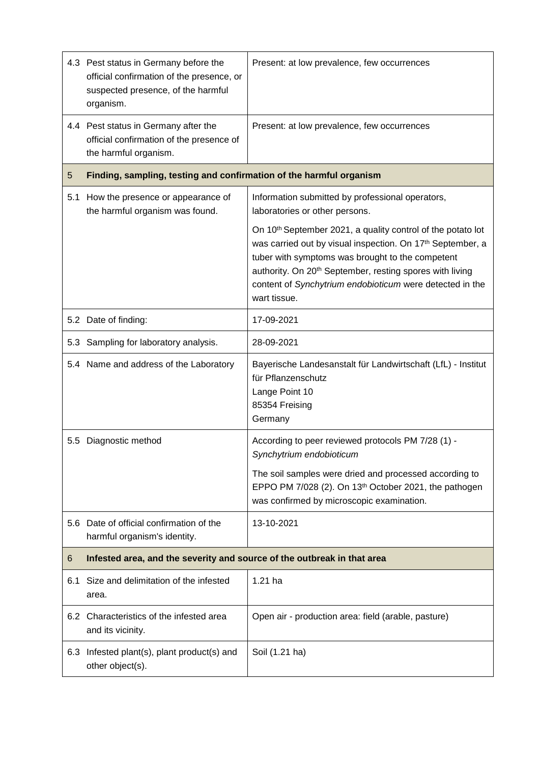| | | |
|---|---|---|
| 4.3 | Pest status in Germany before the official confirmation of the presence, or suspected presence, of the harmful organism. | Present: at low prevalence, few occurrences |
| 4.4 | Pest status in Germany after the official confirmation of the presence of the harmful organism. | Present: at low prevalence, few occurrences |
| **5** | **Finding, sampling, testing and confirmation of the harmful organism** | |
| 5.1 | How the presence or appearance of the harmful organism was found. | Information submitted by professional operators, laboratories or other persons.<br><br>On 10th September 2021, a quality control of the potato lot was carried out by visual inspection. On 17th September, a tuber with symptoms was brought to the competent authority. On 20th September, resting spores with living content of *Synchytrium endobioticum* were detected in the wart tissue. |
| 5.2 | Date of finding: | 17-09-2021 |
| 5.3 | Sampling for laboratory analysis. | 28-09-2021 |
| 5.4 | Name and address of the Laboratory | Bayerische Landesanstalt für Landwirtschaft (LfL) - Institut für Pflanzenschutz<br>Lange Point 10<br>85354 Freising<br>Germany |
| 5.5 | Diagnostic method | According to peer reviewed protocols PM 7/28 (1) - *Synchytrium endobioticum*<br><br>The soil samples were dried and processed according to EPPO PM 7/028 (2). On 13th October 2021, the pathogen was confirmed by microscopic examination. |
| 5.6 | Date of official confirmation of the harmful organism's identity. | 13-10-2021 |
| **6** | **Infested area, and the severity and source of the outbreak in that area** | |
| 6.1 | Size and delimitation of the infested area. | 1.21 ha |
| 6.2 | Characteristics of the infested area and its vicinity. | Open air - production area: field (arable, pasture) |
| 6.3 | Infested plant(s), plant product(s) and other object(s). | Soil (1.21 ha) |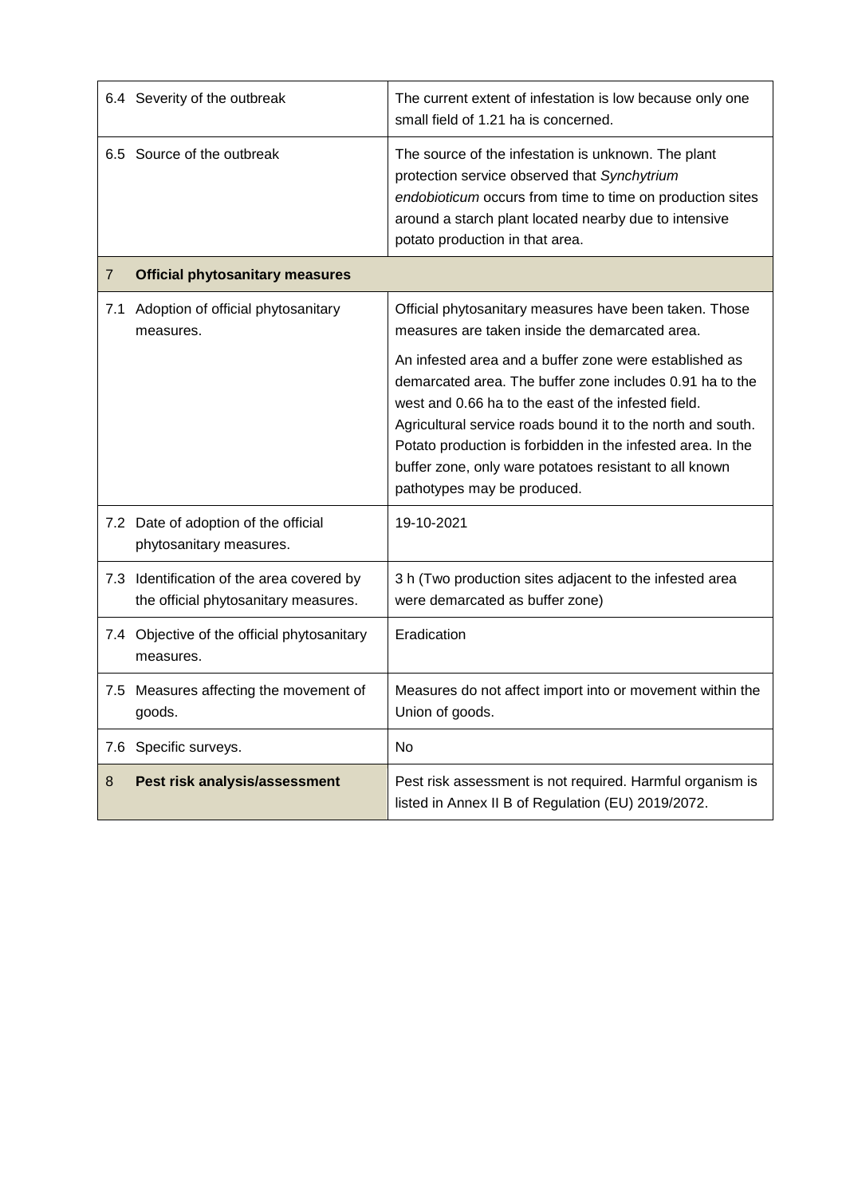| | | |
|---|---|---|
| 6.4 | Severity of the outbreak | The current extent of infestation is low because only one small field of 1.21 ha is concerned. |
| 6.5 | Source of the outbreak | The source of the infestation is unknown. The plant protection service observed that *Synchytrium endobioticum* occurs from time to time on production sites around a starch plant located nearby due to intensive potato production in that area. |
| 7 | **Official phytosanitary measures** | |
| 7.1 | Adoption of official phytosanitary measures. | Official phytosanitary measures have been taken. Those measures are taken inside the demarcated area.<br><br>An infested area and a buffer zone were established as demarcated area. The buffer zone includes 0.91 ha to the west and 0.66 ha to the east of the infested field. Agricultural service roads bound it to the north and south. Potato production is forbidden in the infested area. In the buffer zone, only ware potatoes resistant to all known pathotypes may be produced. |
| 7.2 | Date of adoption of the official phytosanitary measures. | 19-10-2021 |
| 7.3 | Identification of the area covered by the official phytosanitary measures. | 3 h (Two production sites adjacent to the infested area were demarcated as buffer zone) |
| 7.4 | Objective of the official phytosanitary measures. | Eradication |
| 7.5 | Measures affecting the movement of goods. | Measures do not affect import into or movement within the Union of goods. |
| 7.6 | Specific surveys. | No |
| 8 | **Pest risk analysis/assessment** | Pest risk assessment is not required. Harmful organism is listed in Annex II B of Regulation (EU) 2019/2072. |